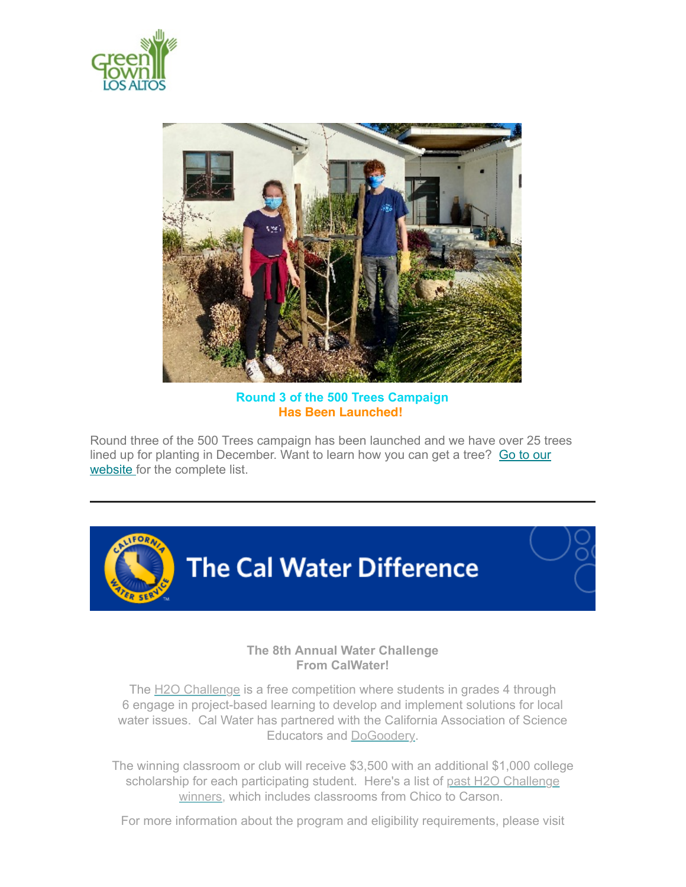## Round 3 of the 500 Trees Campaign Has Been Launched!

Round three of the 500 Trees campaign has been launched and we have over 25 trees lined up for planting in December. Want to learn how you can get a tree? Go to our website for the complete list.

---

The Cal Water Difference

### The 8th Annual Water Challenge From CalWater!

The H2O Challenge is a free competition where students in grades 4 through 6 engage in project-based learning to develop and implement solutions for local water issues. Cal Water has partnered with the California Association of Science Educators and DoGoodery.

The winning classroom or club will receive $3,500 with an additional $1,000 college scholarship for each participating student. Here's a list of past H2O Challenge winners, which includes classrooms from Chico to Carson.

For more information about the program and eligibility requirements, please visit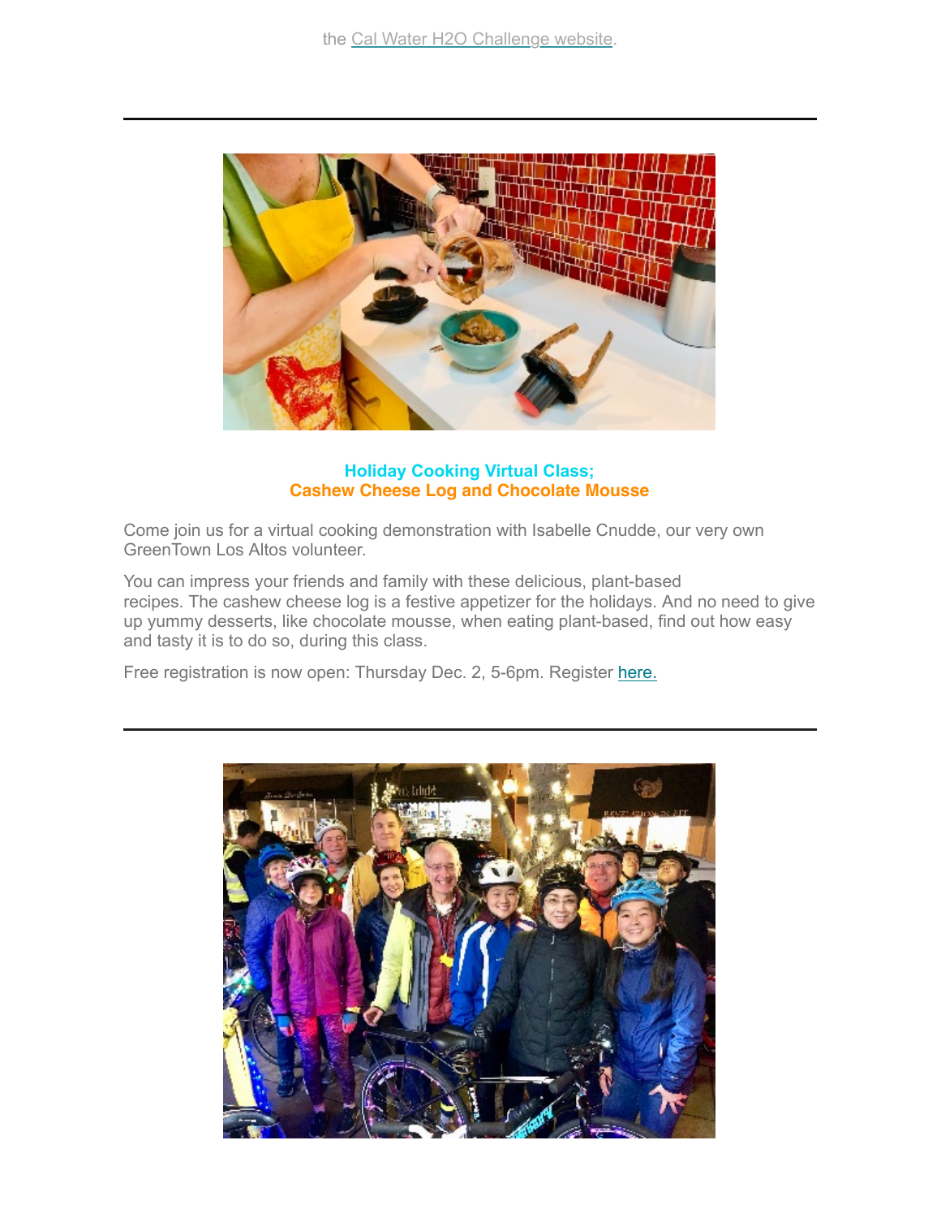the Cal Water H2O Challenge website.

---

**Holiday Cooking Virtual Class;**
**Cashew Cheese Log and Chocolate Mousse**

Come join us for a virtual cooking demonstration with Isabelle Cnudde, our very own GreenTown Los Altos volunteer.

You can impress your friends and family with these delicious, plant-based recipes. The cashew cheese log is a festive appetizer for the holidays. And no need to give up yummy desserts, like chocolate mousse, when eating plant-based, find out how easy and tasty it is to do so, during this class.

Free registration is now open: Thursday Dec. 2, 5-6pm. Register here.

---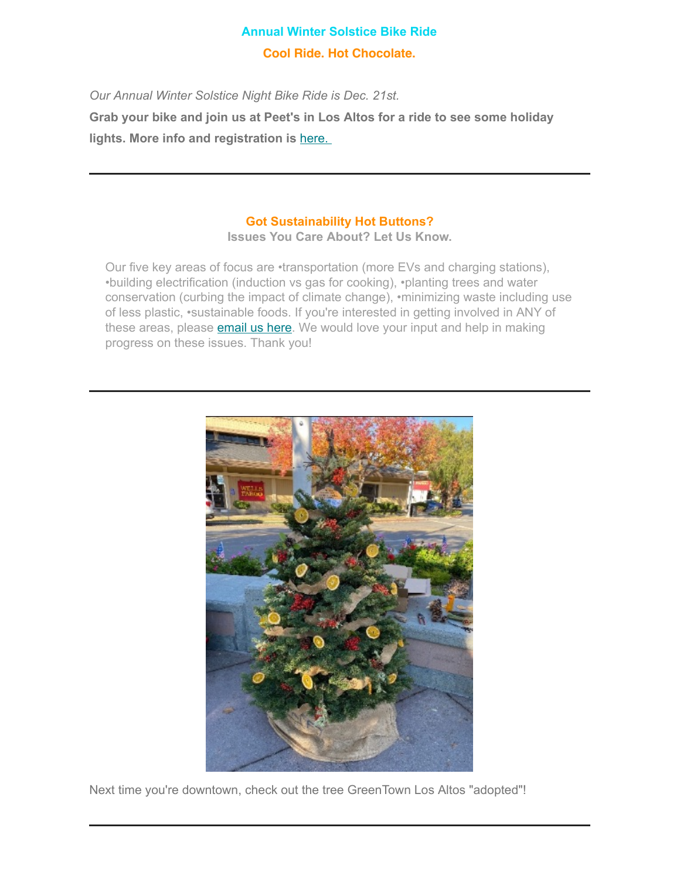## Annual Winter Solstice Bike Ride

### Cool Ride. Hot Chocolate.

*Our Annual Winter Solstice Night Bike Ride is Dec. 21st.*

**Grab your bike and join us at Peet's in Los Altos for a ride to see some holiday lights. More info and registration is here.**

---

### Got Sustainability Hot Buttons?

**Issues You Care About? Let Us Know.**

Our five key areas of focus are •transportation (more EVs and charging stations), •building electrification (induction vs gas for cooking), •planting trees and water conservation (curbing the impact of climate change), •minimizing waste including use of less plastic, •sustainable foods. If you're interested in getting involved in ANY of these areas, please email us here. We would love your input and help in making progress on these issues. Thank you!

---

Next time you're downtown, check out the tree GreenTown Los Altos "adopted"!

---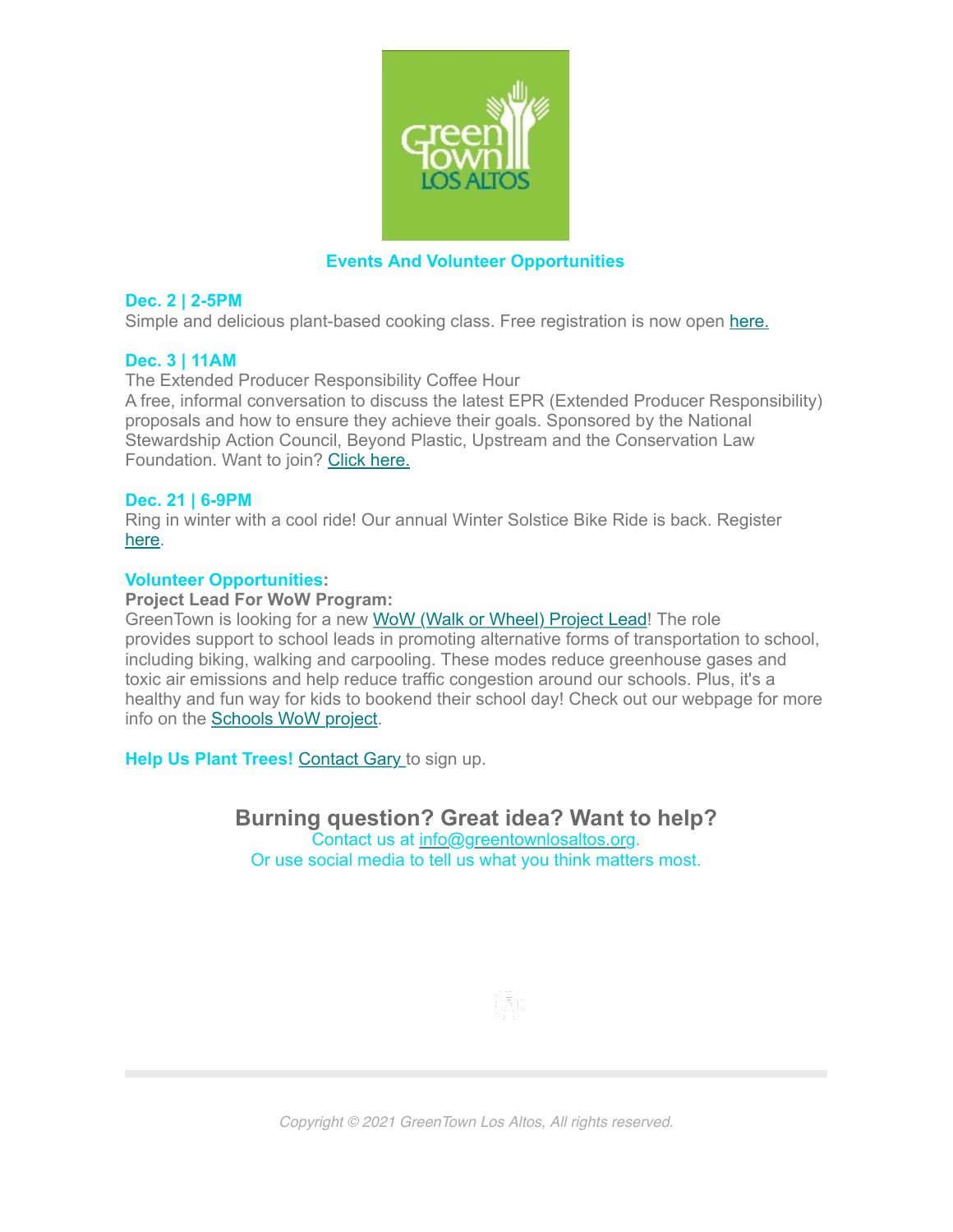## Events And Volunteer Opportunities

**Dec. 2 | 2-5PM**
Simple and delicious plant-based cooking class. Free registration is now open here.

**Dec. 3 | 11AM**
The Extended Producer Responsibility Coffee Hour
A free, informal conversation to discuss the latest EPR (Extended Producer Responsibility) proposals and how to ensure they achieve their goals. Sponsored by the National Stewardship Action Council, Beyond Plastic, Upstream and the Conservation Law Foundation. Want to join? Click here.

**Dec. 21 | 6-9PM**
Ring in winter with a cool ride! Our annual Winter Solstice Bike Ride is back. Register here.

**Volunteer Opportunities:**
**Project Lead For WoW Program:**
GreenTown is looking for a new WoW (Walk or Wheel) Project Lead! The role provides support to school leads in promoting alternative forms of transportation to school, including biking, walking and carpooling. These modes reduce greenhouse gases and toxic air emissions and help reduce traffic congestion around our schools. Plus, it's a healthy and fun way for kids to bookend their school day! Check out our webpage for more info on the Schools WoW project.

**Help Us Plant Trees!** Contact Gary to sign up.

### Burning question? Great idea? Want to help?

Contact us at info@greentownlosaltos.org.
Or use social media to tell us what you think matters most.

*Copyright © 2021 GreenTown Los Altos, All rights reserved.*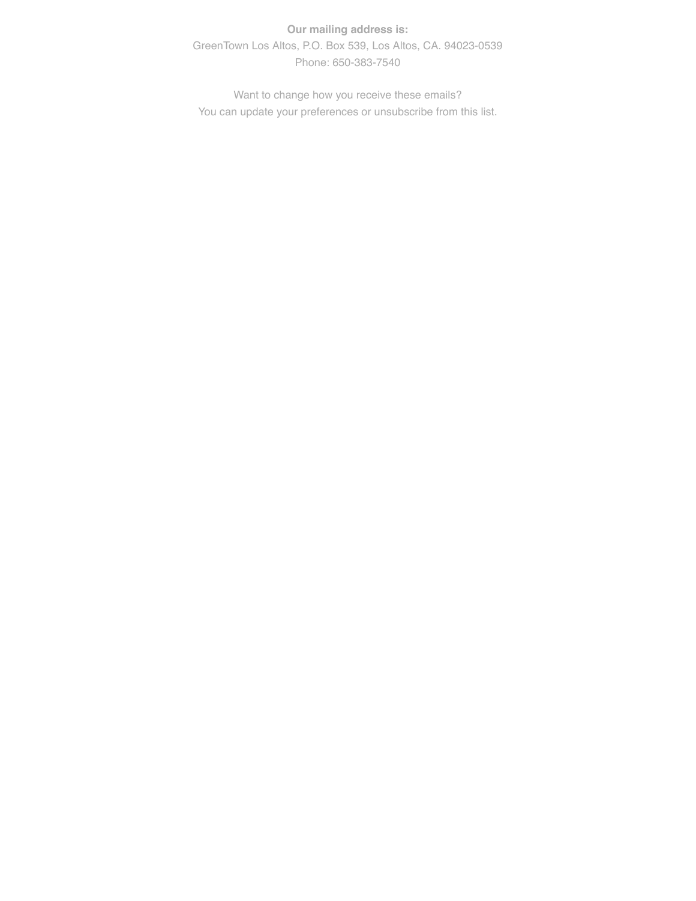**Our mailing address is:**
GreenTown Los Altos, P.O. Box 539, Los Altos, CA. 94023-0539
Phone: 650-383-7540

Want to change how you receive these emails?
You can update your preferences or unsubscribe from this list.